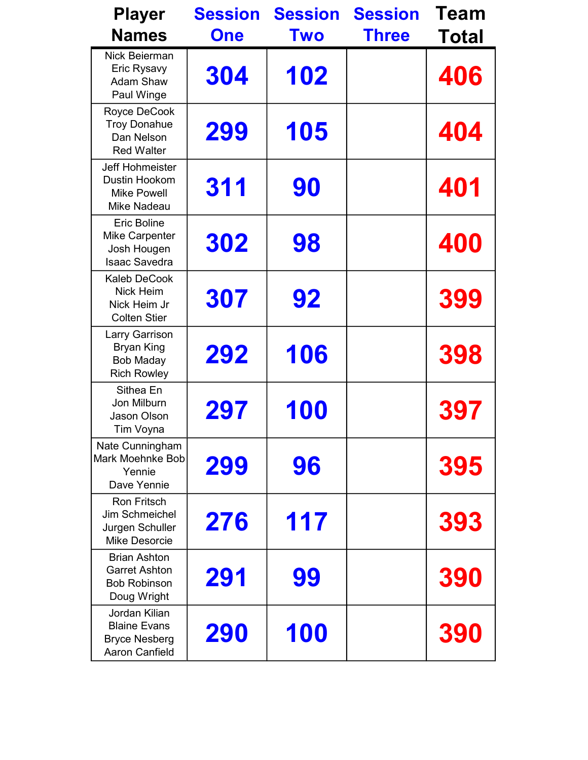| Player Names | Session One | Session Two | Session Three | Team Total |
|---|---|---|---|---|
| Nick Beierman<br>Eric Rysavy<br>Adam Shaw<br>Paul Winge | 304 | 102 | | 406 |
| Royce DeCook<br>Troy Donahue<br>Dan Nelson<br>Red Walter | 299 | 105 | | 404 |
| Jeff Hohmeister<br>Dustin Hookom<br>Mike Powell<br>Mike Nadeau | 311 | 90 | | 401 |
| Eric Boline<br>Mike Carpenter<br>Josh Hougen<br>Isaac Savedra | 302 | 98 | | 400 |
| Kaleb DeCook<br>Nick Heim<br>Nick Heim Jr<br>Colten Stier | 307 | 92 | | 399 |
| Larry Garrison<br>Bryan King<br>Bob Maday<br>Rich Rowley | 292 | 106 | | 398 |
| Sithea En<br>Jon Milburn<br>Jason Olson<br>Tim Voyna | 297 | 100 | | 397 |
| Nate Cunningham<br>Mark Moehnke Bob Yennie<br>Dave Yennie | 299 | 96 | | 395 |
| Ron Fritsch<br>Jim Schmeichel<br>Jurgen Schuller<br>Mike Desorcie | 276 | 117 | | 393 |
| Brian Ashton<br>Garret Ashton<br>Bob Robinson<br>Doug Wright | 291 | 99 | | 390 |
| Jordan Kilian<br>Blaine Evans<br>Bryce Nesberg<br>Aaron Canfield | 290 | 100 | | 390 |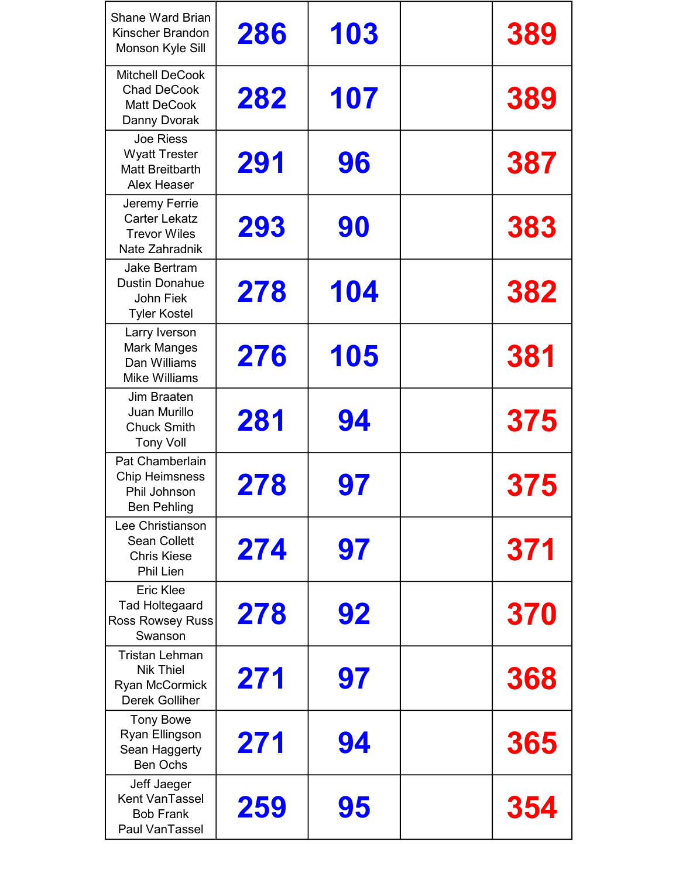| | | | | |
|---|---|---|---|---|
| Shane Ward Brian Kinscher Brandon Monson Kyle Sill | 286 | 103 | | 389 |
| Mitchell DeCook Chad DeCook Matt DeCook Danny Dvorak | 282 | 107 | | 389 |
| Joe Riess Wyatt Trester Matt Breitbarth Alex Heaser | 291 | 96 | | 387 |
| Jeremy Ferrie Carter Lekatz Trevor Wiles Nate Zahradnik | 293 | 90 | | 383 |
| Jake Bertram Dustin Donahue John Fiek Tyler Kostel | 278 | 104 | | 382 |
| Larry Iverson Mark Manges Dan Williams Mike Williams | 276 | 105 | | 381 |
| Jim Braaten Juan Murillo Chuck Smith Tony Voll | 281 | 94 | | 375 |
| Pat Chamberlain Chip Heimsness Phil Johnson Ben Pehling | 278 | 97 | | 375 |
| Lee Christianson Sean Collett Chris Kiese Phil Lien | 274 | 97 | | 371 |
| Eric Klee Tad Holtegaard Ross Rowsey Russ Swanson | 278 | 92 | | 370 |
| Tristan Lehman Nik Thiel Ryan McCormick Derek Golliher | 271 | 97 | | 368 |
| Tony Bowe Ryan Ellingson Sean Haggerty Ben Ochs | 271 | 94 | | 365 |
| Jeff Jaeger Kent VanTassel Bob Frank Paul VanTassel | 259 | 95 | | 354 |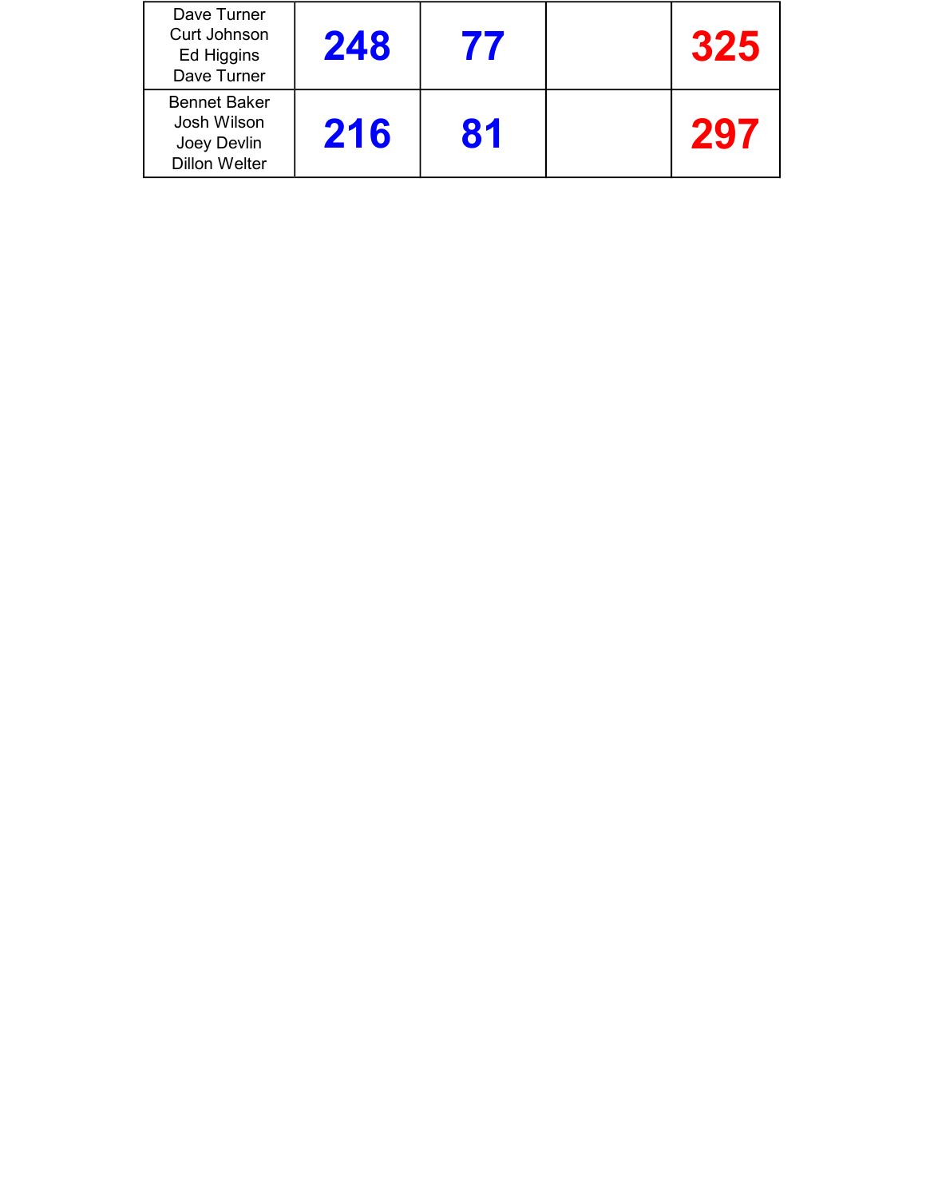| | | | | |
|---|---|---|---|---|
| Dave Turner<br>Curt Johnson<br>Ed Higgins<br>Dave Turner | **248** | **77** | | **325** |
| Bennet Baker<br>Josh Wilson<br>Joey Devlin<br>Dillon Welter | **216** | **81** | | **297** |